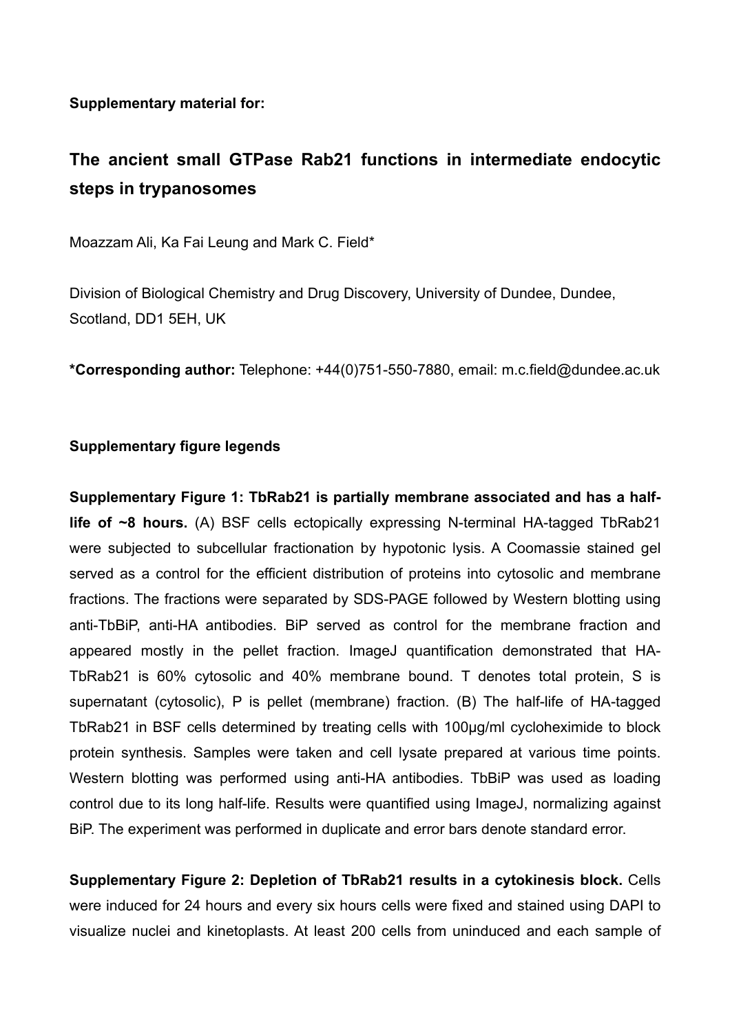**Supplementary material for:**

# The ancient small GTPase Rab21 functions in intermediate endocytic steps in trypanosomes

Moazzam Ali, Ka Fai Leung and Mark C. Field*

Division of Biological Chemistry and Drug Discovery, University of Dundee, Dundee, Scotland, DD1 5EH, UK

**\*Corresponding author:** Telephone: +44(0)751-550-7880, email: m.c.field@dundee.ac.uk

## Supplementary figure legends

**Supplementary Figure 1: TbRab21 is partially membrane associated and has a half-life of ~8 hours.** (A) BSF cells ectopically expressing N-terminal HA-tagged TbRab21 were subjected to subcellular fractionation by hypotonic lysis. A Coomassie stained gel served as a control for the efficient distribution of proteins into cytosolic and membrane fractions. The fractions were separated by SDS-PAGE followed by Western blotting using anti-TbBiP, anti-HA antibodies. BiP served as control for the membrane fraction and appeared mostly in the pellet fraction. ImageJ quantification demonstrated that HA-TbRab21 is 60% cytosolic and 40% membrane bound. T denotes total protein, S is supernatant (cytosolic), P is pellet (membrane) fraction. (B) The half-life of HA-tagged TbRab21 in BSF cells determined by treating cells with 100μg/ml cycloheximide to block protein synthesis. Samples were taken and cell lysate prepared at various time points. Western blotting was performed using anti-HA antibodies. TbBiP was used as loading control due to its long half-life. Results were quantified using ImageJ, normalizing against BiP. The experiment was performed in duplicate and error bars denote standard error.

**Supplementary Figure 2: Depletion of TbRab21 results in a cytokinesis block.** Cells were induced for 24 hours and every six hours cells were fixed and stained using DAPI to visualize nuclei and kinetoplasts. At least 200 cells from uninduced and each sample of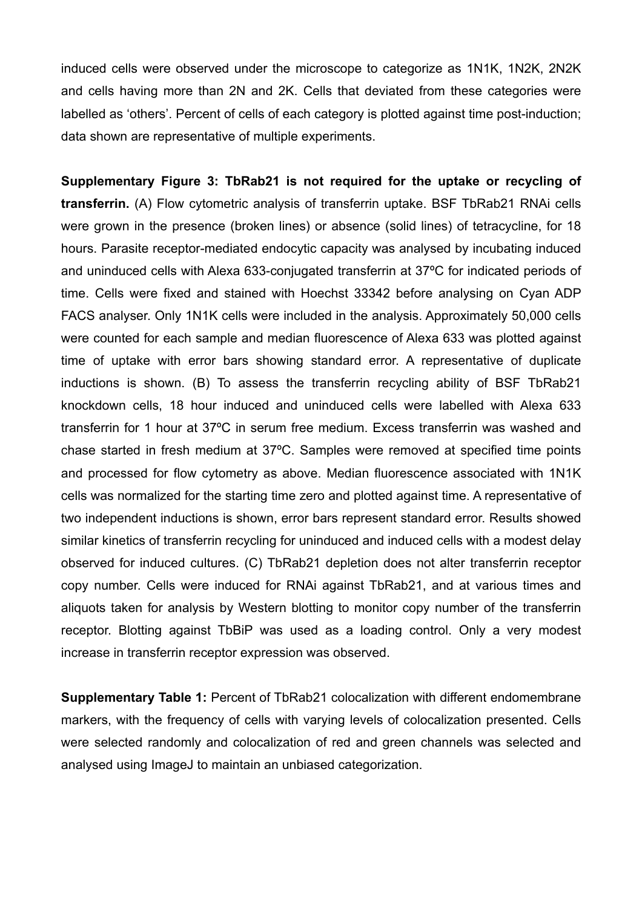induced cells were observed under the microscope to categorize as 1N1K, 1N2K, 2N2K and cells having more than 2N and 2K. Cells that deviated from these categories were labelled as 'others'. Percent of cells of each category is plotted against time post-induction; data shown are representative of multiple experiments.

**Supplementary Figure 3: TbRab21 is not required for the uptake or recycling of transferrin.** (A) Flow cytometric analysis of transferrin uptake. BSF TbRab21 RNAi cells were grown in the presence (broken lines) or absence (solid lines) of tetracycline, for 18 hours. Parasite receptor-mediated endocytic capacity was analysed by incubating induced and uninduced cells with Alexa 633-conjugated transferrin at 37ºC for indicated periods of time. Cells were fixed and stained with Hoechst 33342 before analysing on Cyan ADP FACS analyser. Only 1N1K cells were included in the analysis. Approximately 50,000 cells were counted for each sample and median fluorescence of Alexa 633 was plotted against time of uptake with error bars showing standard error. A representative of duplicate inductions is shown. (B) To assess the transferrin recycling ability of BSF TbRab21 knockdown cells, 18 hour induced and uninduced cells were labelled with Alexa 633 transferrin for 1 hour at 37ºC in serum free medium. Excess transferrin was washed and chase started in fresh medium at 37ºC. Samples were removed at specified time points and processed for flow cytometry as above. Median fluorescence associated with 1N1K cells was normalized for the starting time zero and plotted against time. A representative of two independent inductions is shown, error bars represent standard error. Results showed similar kinetics of transferrin recycling for uninduced and induced cells with a modest delay observed for induced cultures. (C) TbRab21 depletion does not alter transferrin receptor copy number. Cells were induced for RNAi against TbRab21, and at various times and aliquots taken for analysis by Western blotting to monitor copy number of the transferrin receptor. Blotting against TbBiP was used as a loading control. Only a very modest increase in transferrin receptor expression was observed.

**Supplementary Table 1:** Percent of TbRab21 colocalization with different endomembrane markers, with the frequency of cells with varying levels of colocalization presented. Cells were selected randomly and colocalization of red and green channels was selected and analysed using ImageJ to maintain an unbiased categorization.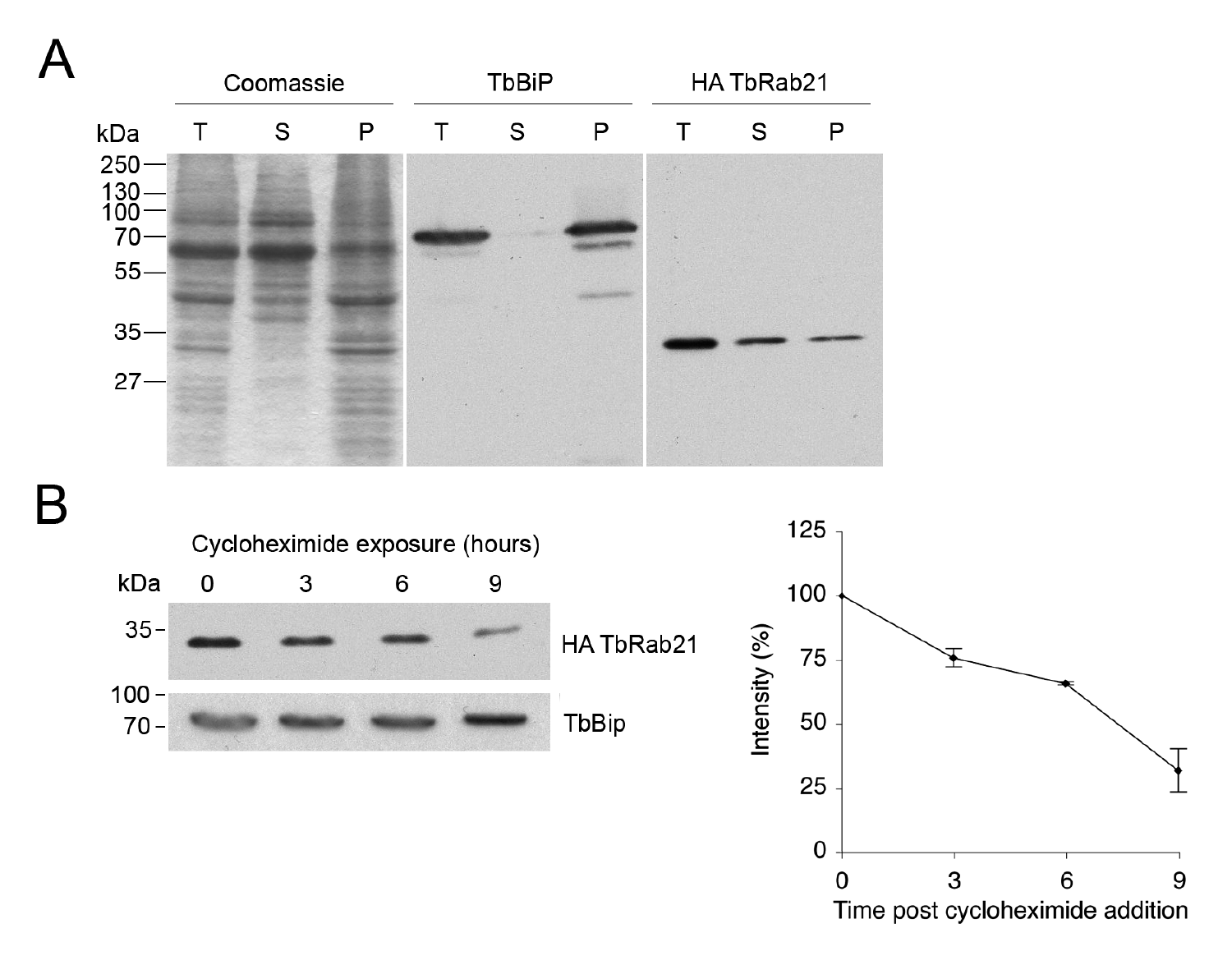A

| | Coomassie | | | TbBiP | | | HA TbRab21 | | |
|---|---|---|---|---|---|---|---|---|---|
| kDa | T | S | P | T | S | P | T | S | P |

250, 130, 100, 70, 55, 35, 27

B

Cycloheximide exposure (hours)

| kDa | 0 | 3 | 6 | 9 | |
|---|---|---|---|---|---|
| 35 | | | | | HA TbRab21 |
| 100, 70 | | | | | TbBip |

Intensity (%): 0, 25, 50, 75, 100, 125

Time post cycloheximide addition: 0, 3, 6, 9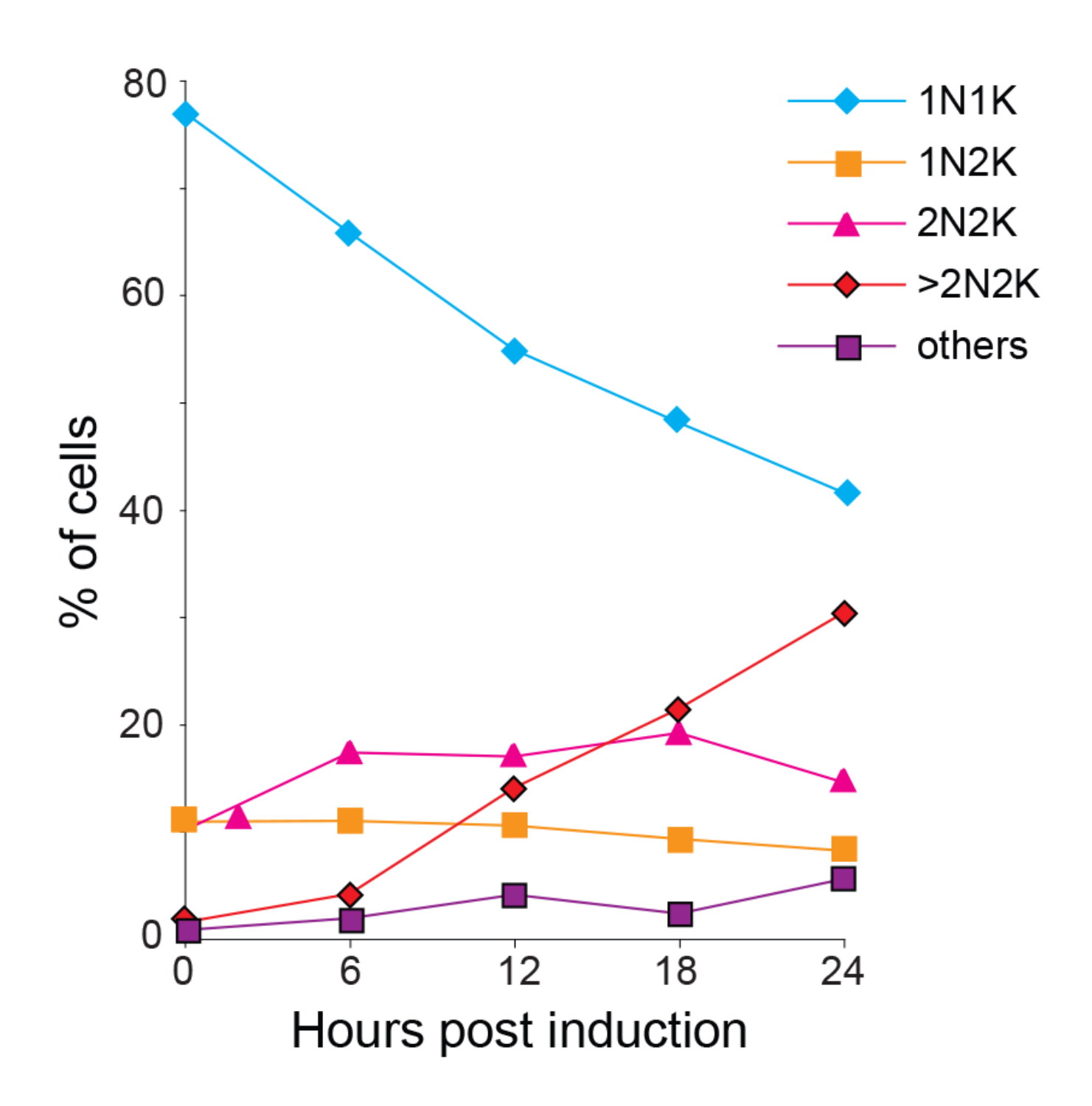% of cells

Hours post induction

- 1N1K
- 1N2K
- 2N2K
- >2N2K
- others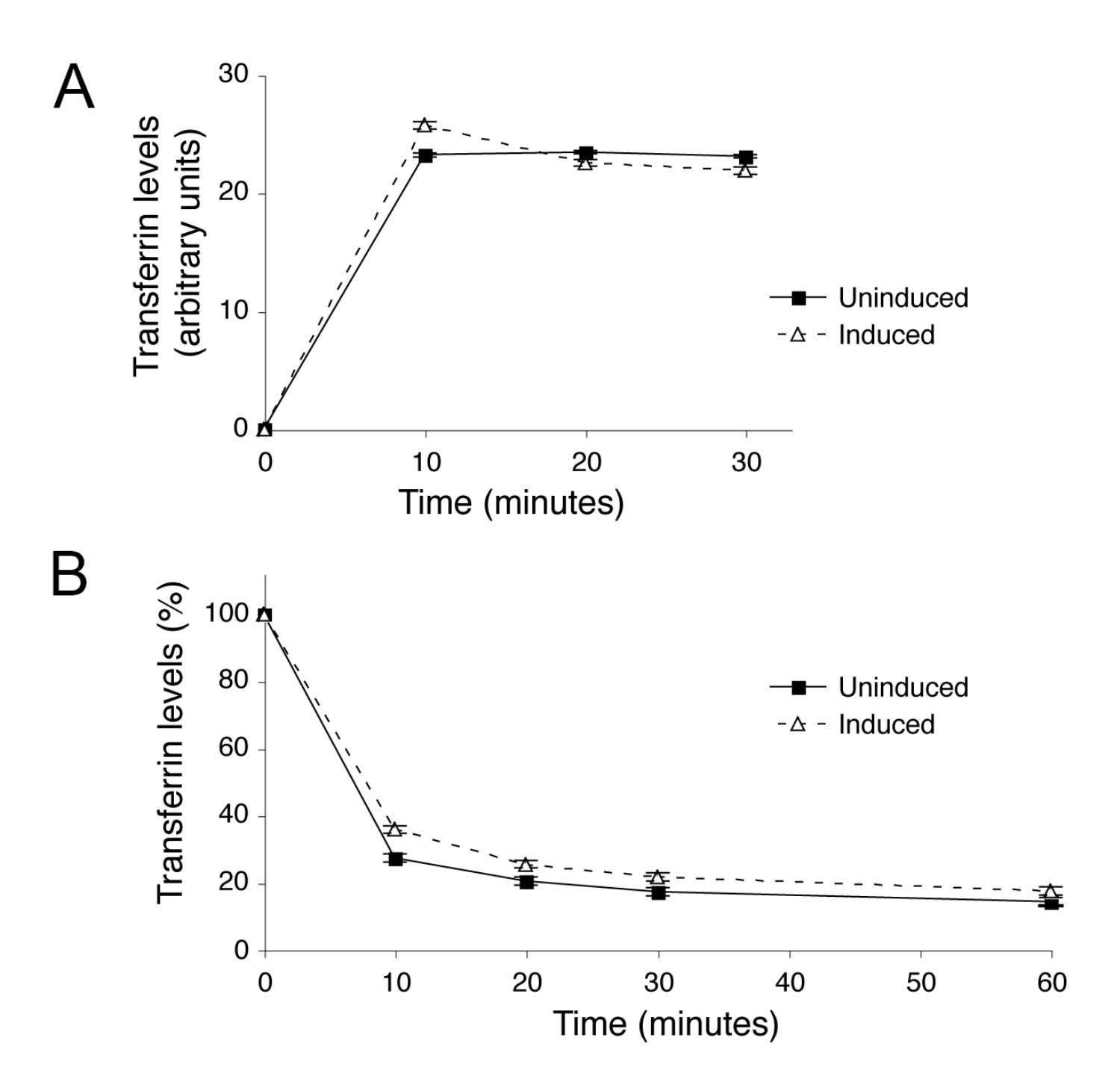A

Transfer­rin levels (arbitrary units)

Time (minutes)

- Uninduced
- Induced

B

Transferrin levels (%)

Time (minutes)

- Uninduced
- Induced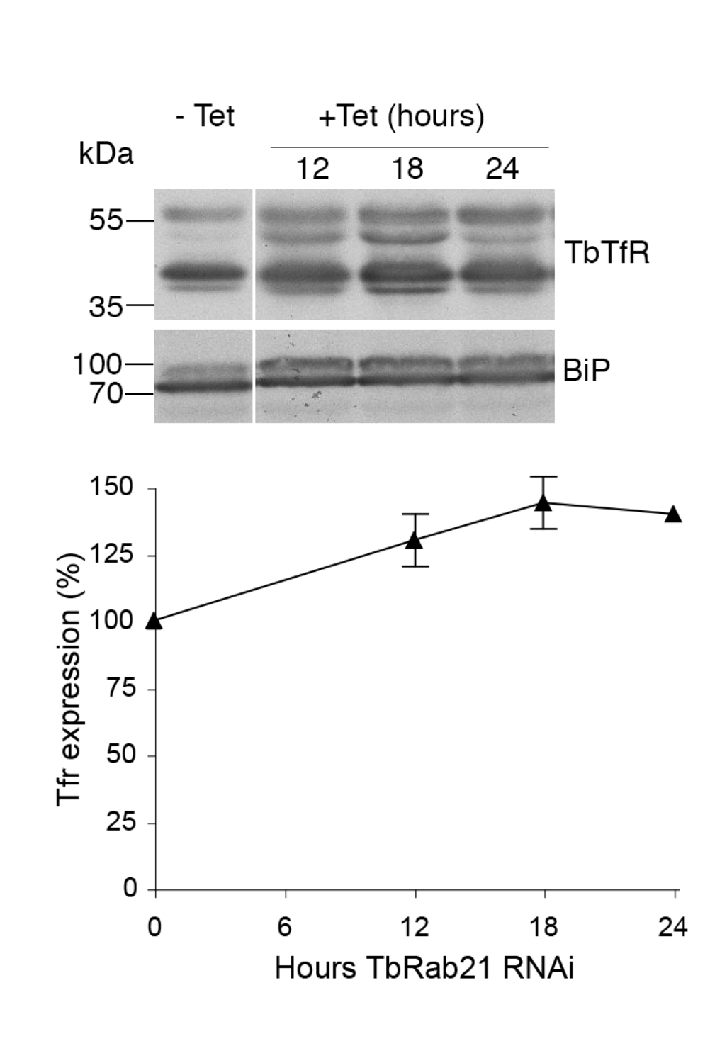kDa

- Tet

+Tet (hours)

12 18 24

55

35

TbTfR

100

70

BiP

Tfr expression (%)

150
125
100
75
50
25
0

0 6 12 18 24

Hours TbRab21 RNAi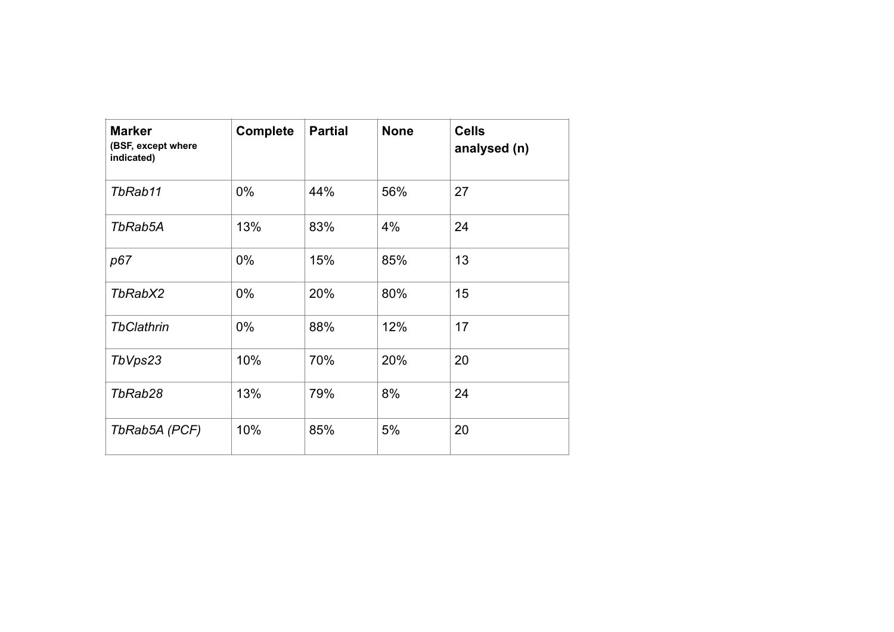| **Marker** (BSF, except where indicated) | **Complete** | **Partial** | **None** | **Cells analysed (n)** |
|---|---|---|---|---|
| *TbRab11* | 0% | 44% | 56% | 27 |
| *TbRab5A* | 13% | 83% | 4% | 24 |
| *p67* | 0% | 15% | 85% | 13 |
| *TbRabX2* | 0% | 20% | 80% | 15 |
| *TbClathrin* | 0% | 88% | 12% | 17 |
| *TbVps23* | 10% | 70% | 20% | 20 |
| *TbRab28* | 13% | 79% | 8% | 24 |
| *TbRab5A (PCF)* | 10% | 85% | 5% | 20 |